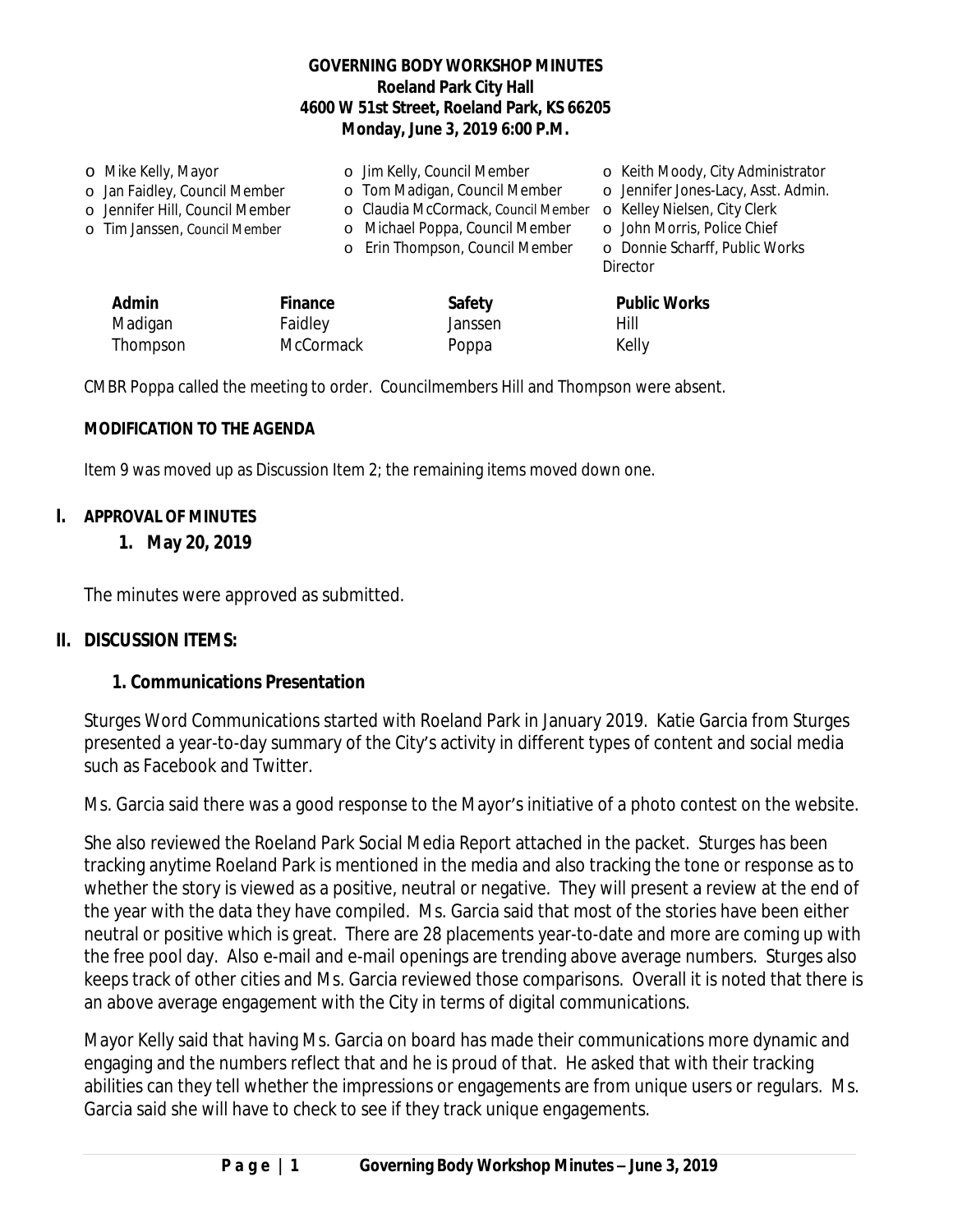**GOVERNING BODY WORKSHOP MINUTES**
**Roeland Park City Hall**
**4600 W 51st Street, Roeland Park, KS 66205**
**Monday, June 3, 2019 6:00 P.M.**

- Mike Kelly, Mayor
- Jan Faidley, Council Member
- Jennifer Hill, Council Member
- Tim Janssen, Council Member
- Jim Kelly, Council Member
- Tom Madigan, Council Member
- Claudia McCormack, Council Member
- Michael Poppa, Council Member
- Erin Thompson, Council Member
- Keith Moody, City Administrator
- Jennifer Jones-Lacy, Asst. Admin.
- Kelley Nielsen, City Clerk
- John Morris, Police Chief
- Donnie Scharff, Public Works Director

| Admin | Finance | Safety | Public Works |
|---|---|---|---|
| Madigan | Faidley | Janssen | Hill |
| Thompson | McCormack | Poppa | Kelly |

CMBR Poppa called the meeting to order. Councilmembers Hill and Thompson were absent.

**MODIFICATION TO THE AGENDA**

Item 9 was moved up as Discussion Item 2; the remaining items moved down one.

## I. APPROVAL OF MINUTES

### 1. May 20, 2019

The minutes were approved as submitted.

## II. DISCUSSION ITEMS:

### 1. Communications Presentation

Sturges Word Communications started with Roeland Park in January 2019. Katie Garcia from Sturges presented a year-to-day summary of the City's activity in different types of content and social media such as Facebook and Twitter.

Ms. Garcia said there was a good response to the Mayor's initiative of a photo contest on the website.

She also reviewed the Roeland Park Social Media Report attached in the packet. Sturges has been tracking anytime Roeland Park is mentioned in the media and also tracking the tone or response as to whether the story is viewed as a positive, neutral or negative. They will present a review at the end of the year with the data they have compiled. Ms. Garcia said that most of the stories have been either neutral or positive which is great. There are 28 placements year-to-date and more are coming up with the free pool day. Also e-mail and e-mail openings are trending above average numbers. Sturges also keeps track of other cities and Ms. Garcia reviewed those comparisons. Overall it is noted that there is an above average engagement with the City in terms of digital communications.

Mayor Kelly said that having Ms. Garcia on board has made their communications more dynamic and engaging and the numbers reflect that and he is proud of that. He asked that with their tracking abilities can they tell whether the impressions or engagements are from unique users or regulars. Ms. Garcia said she will have to check to see if they track unique engagements.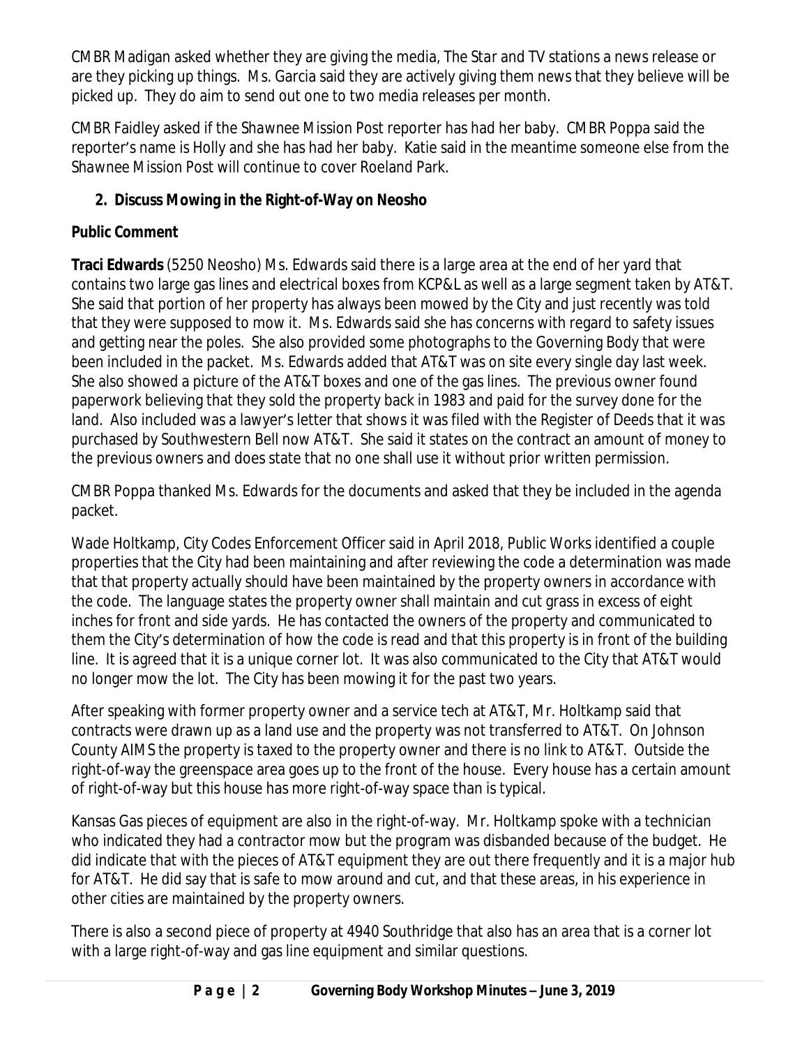CMBR Madigan asked whether they are giving the media, The Star and TV stations a news release or are they picking up things. Ms. Garcia said they are actively giving them news that they believe will be picked up. They do aim to send out one to two media releases per month.

CMBR Faidley asked if the Shawnee Mission Post reporter has had her baby. CMBR Poppa said the reporter's name is Holly and she has had her baby. Katie said in the meantime someone else from the Shawnee Mission Post will continue to cover Roeland Park.

**2. Discuss Mowing in the Right-of-Way on Neosho**

**Public Comment**

**Traci Edwards** (5250 Neosho) Ms. Edwards said there is a large area at the end of her yard that contains two large gas lines and electrical boxes from KCP&L as well as a large segment taken by AT&T. She said that portion of her property has always been mowed by the City and just recently was told that they were supposed to mow it. Ms. Edwards said she has concerns with regard to safety issues and getting near the poles. She also provided some photographs to the Governing Body that were been included in the packet. Ms. Edwards added that AT&T was on site every single day last week. She also showed a picture of the AT&T boxes and one of the gas lines. The previous owner found paperwork believing that they sold the property back in 1983 and paid for the survey done for the land. Also included was a lawyer's letter that shows it was filed with the Register of Deeds that it was purchased by Southwestern Bell now AT&T. She said it states on the contract an amount of money to the previous owners and does state that no one shall use it without prior written permission.

CMBR Poppa thanked Ms. Edwards for the documents and asked that they be included in the agenda packet.

Wade Holtkamp, City Codes Enforcement Officer said in April 2018, Public Works identified a couple properties that the City had been maintaining and after reviewing the code a determination was made that that property actually should have been maintained by the property owners in accordance with the code. The language states the property owner shall maintain and cut grass in excess of eight inches for front and side yards. He has contacted the owners of the property and communicated to them the City's determination of how the code is read and that this property is in front of the building line. It is agreed that it is a unique corner lot. It was also communicated to the City that AT&T would no longer mow the lot. The City has been mowing it for the past two years.

After speaking with former property owner and a service tech at AT&T, Mr. Holtkamp said that contracts were drawn up as a land use and the property was not transferred to AT&T. On Johnson County AIMS the property is taxed to the property owner and there is no link to AT&T. Outside the right-of-way the greenspace area goes up to the front of the house. Every house has a certain amount of right-of-way but this house has more right-of-way space than is typical.

Kansas Gas pieces of equipment are also in the right-of-way. Mr. Holtkamp spoke with a technician who indicated they had a contractor mow but the program was disbanded because of the budget. He did indicate that with the pieces of AT&T equipment they are out there frequently and it is a major hub for AT&T. He did say that is safe to mow around and cut, and that these areas, in his experience in other cities are maintained by the property owners.

There is also a second piece of property at 4940 Southridge that also has an area that is a corner lot with a large right-of-way and gas line equipment and similar questions.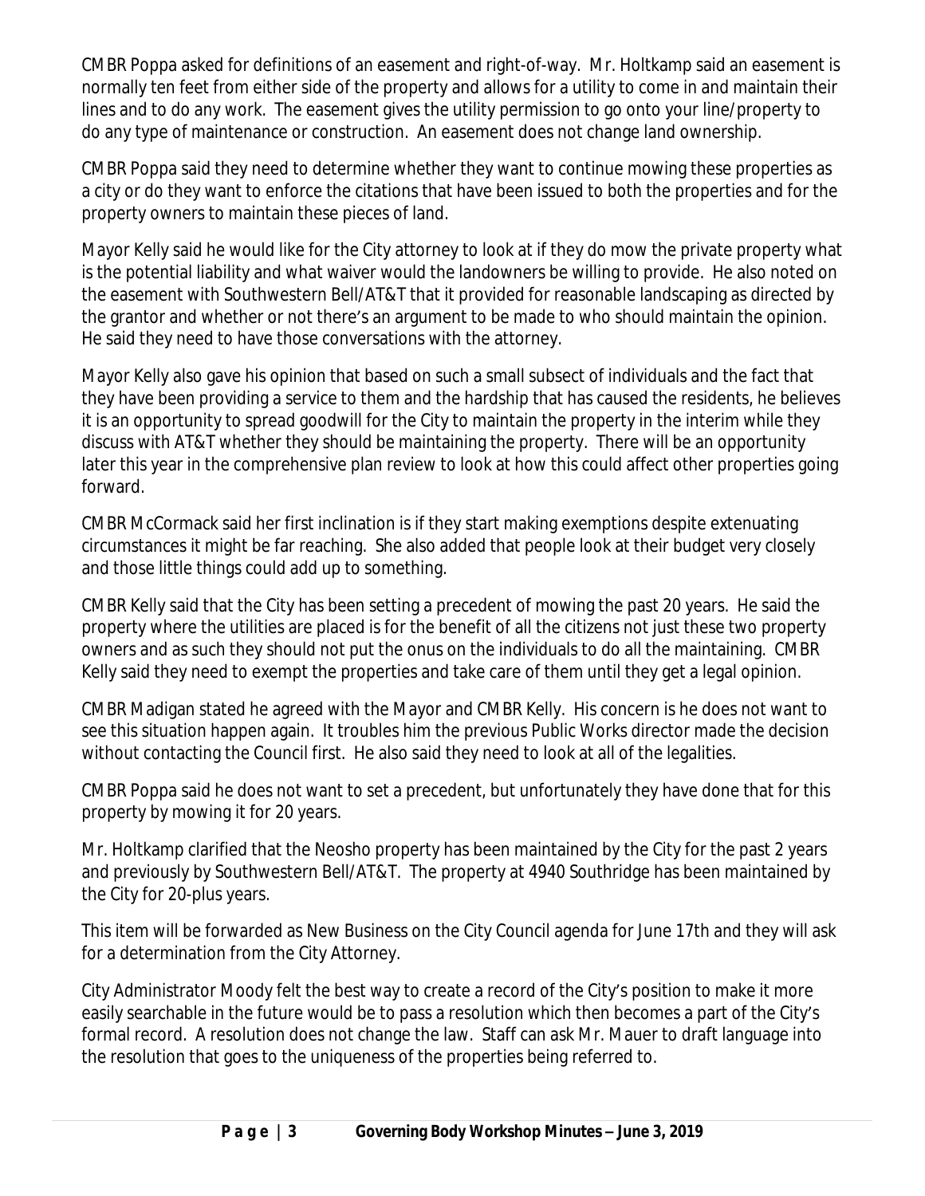CMBR Poppa asked for definitions of an easement and right-of-way. Mr. Holtkamp said an easement is normally ten feet from either side of the property and allows for a utility to come in and maintain their lines and to do any work. The easement gives the utility permission to go onto your line/property to do any type of maintenance or construction. An easement does not change land ownership.

CMBR Poppa said they need to determine whether they want to continue mowing these properties as a city or do they want to enforce the citations that have been issued to both the properties and for the property owners to maintain these pieces of land.

Mayor Kelly said he would like for the City attorney to look at if they do mow the private property what is the potential liability and what waiver would the landowners be willing to provide. He also noted on the easement with Southwestern Bell/AT&T that it provided for reasonable landscaping as directed by the grantor and whether or not there's an argument to be made to who should maintain the opinion. He said they need to have those conversations with the attorney.

Mayor Kelly also gave his opinion that based on such a small subsect of individuals and the fact that they have been providing a service to them and the hardship that has caused the residents, he believes it is an opportunity to spread goodwill for the City to maintain the property in the interim while they discuss with AT&T whether they should be maintaining the property. There will be an opportunity later this year in the comprehensive plan review to look at how this could affect other properties going forward.

CMBR McCormack said her first inclination is if they start making exemptions despite extenuating circumstances it might be far reaching. She also added that people look at their budget very closely and those little things could add up to something.

CMBR Kelly said that the City has been setting a precedent of mowing the past 20 years. He said the property where the utilities are placed is for the benefit of all the citizens not just these two property owners and as such they should not put the onus on the individuals to do all the maintaining. CMBR Kelly said they need to exempt the properties and take care of them until they get a legal opinion.

CMBR Madigan stated he agreed with the Mayor and CMBR Kelly. His concern is he does not want to see this situation happen again. It troubles him the previous Public Works director made the decision without contacting the Council first. He also said they need to look at all of the legalities.

CMBR Poppa said he does not want to set a precedent, but unfortunately they have done that for this property by mowing it for 20 years.

Mr. Holtkamp clarified that the Neosho property has been maintained by the City for the past 2 years and previously by Southwestern Bell/AT&T. The property at 4940 Southridge has been maintained by the City for 20-plus years.

This item will be forwarded as New Business on the City Council agenda for June 17th and they will ask for a determination from the City Attorney.

City Administrator Moody felt the best way to create a record of the City's position to make it more easily searchable in the future would be to pass a resolution which then becomes a part of the City's formal record. A resolution does not change the law. Staff can ask Mr. Mauer to draft language into the resolution that goes to the uniqueness of the properties being referred to.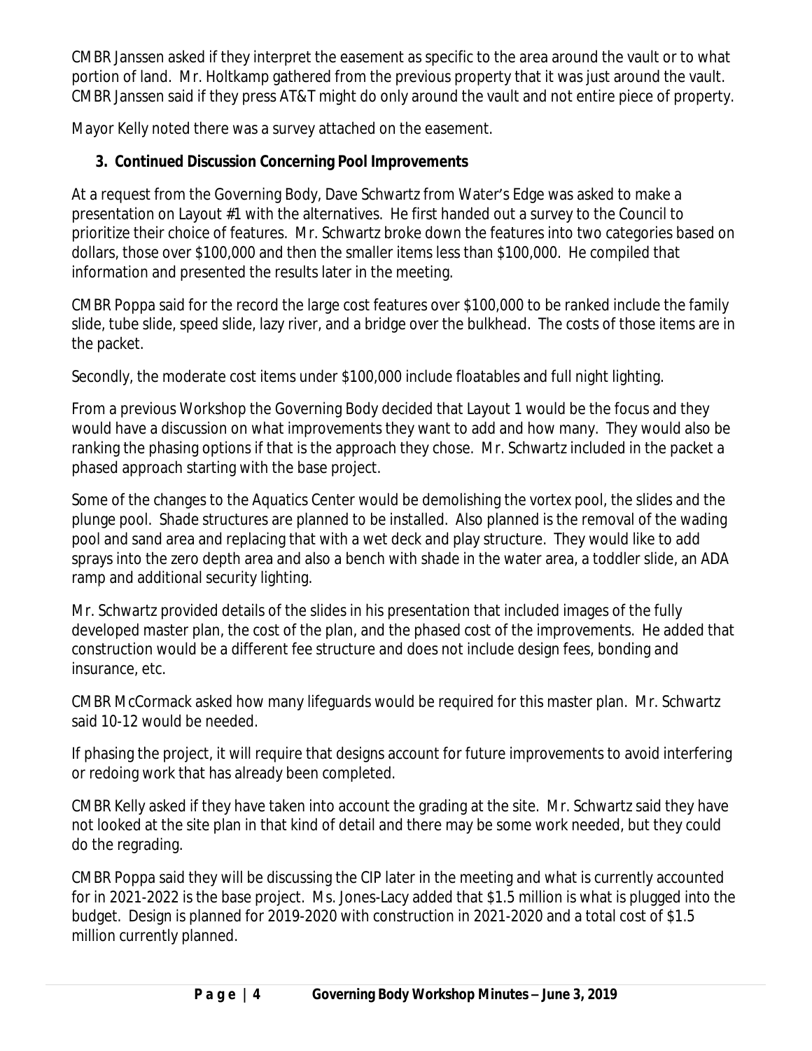CMBR Janssen asked if they interpret the easement as specific to the area around the vault or to what portion of land. Mr. Holtkamp gathered from the previous property that it was just around the vault. CMBR Janssen said if they press AT&T might do only around the vault and not entire piece of property.

Mayor Kelly noted there was a survey attached on the easement.

**3. Continued Discussion Concerning Pool Improvements**

At a request from the Governing Body, Dave Schwartz from Water's Edge was asked to make a presentation on Layout #1 with the alternatives. He first handed out a survey to the Council to prioritize their choice of features. Mr. Schwartz broke down the features into two categories based on dollars, those over $100,000 and then the smaller items less than $100,000. He compiled that information and presented the results later in the meeting.

CMBR Poppa said for the record the large cost features over $100,000 to be ranked include the family slide, tube slide, speed slide, lazy river, and a bridge over the bulkhead. The costs of those items are in the packet.

Secondly, the moderate cost items under $100,000 include floatables and full night lighting.

From a previous Workshop the Governing Body decided that Layout 1 would be the focus and they would have a discussion on what improvements they want to add and how many. They would also be ranking the phasing options if that is the approach they chose. Mr. Schwartz included in the packet a phased approach starting with the base project.

Some of the changes to the Aquatics Center would be demolishing the vortex pool, the slides and the plunge pool. Shade structures are planned to be installed. Also planned is the removal of the wading pool and sand area and replacing that with a wet deck and play structure. They would like to add sprays into the zero depth area and also a bench with shade in the water area, a toddler slide, an ADA ramp and additional security lighting.

Mr. Schwartz provided details of the slides in his presentation that included images of the fully developed master plan, the cost of the plan, and the phased cost of the improvements. He added that construction would be a different fee structure and does not include design fees, bonding and insurance, etc.

CMBR McCormack asked how many lifeguards would be required for this master plan. Mr. Schwartz said 10-12 would be needed.

If phasing the project, it will require that designs account for future improvements to avoid interfering or redoing work that has already been completed.

CMBR Kelly asked if they have taken into account the grading at the site. Mr. Schwartz said they have not looked at the site plan in that kind of detail and there may be some work needed, but they could do the regrading.

CMBR Poppa said they will be discussing the CIP later in the meeting and what is currently accounted for in 2021-2022 is the base project. Ms. Jones-Lacy added that $1.5 million is what is plugged into the budget. Design is planned for 2019-2020 with construction in 2021-2020 and a total cost of $1.5 million currently planned.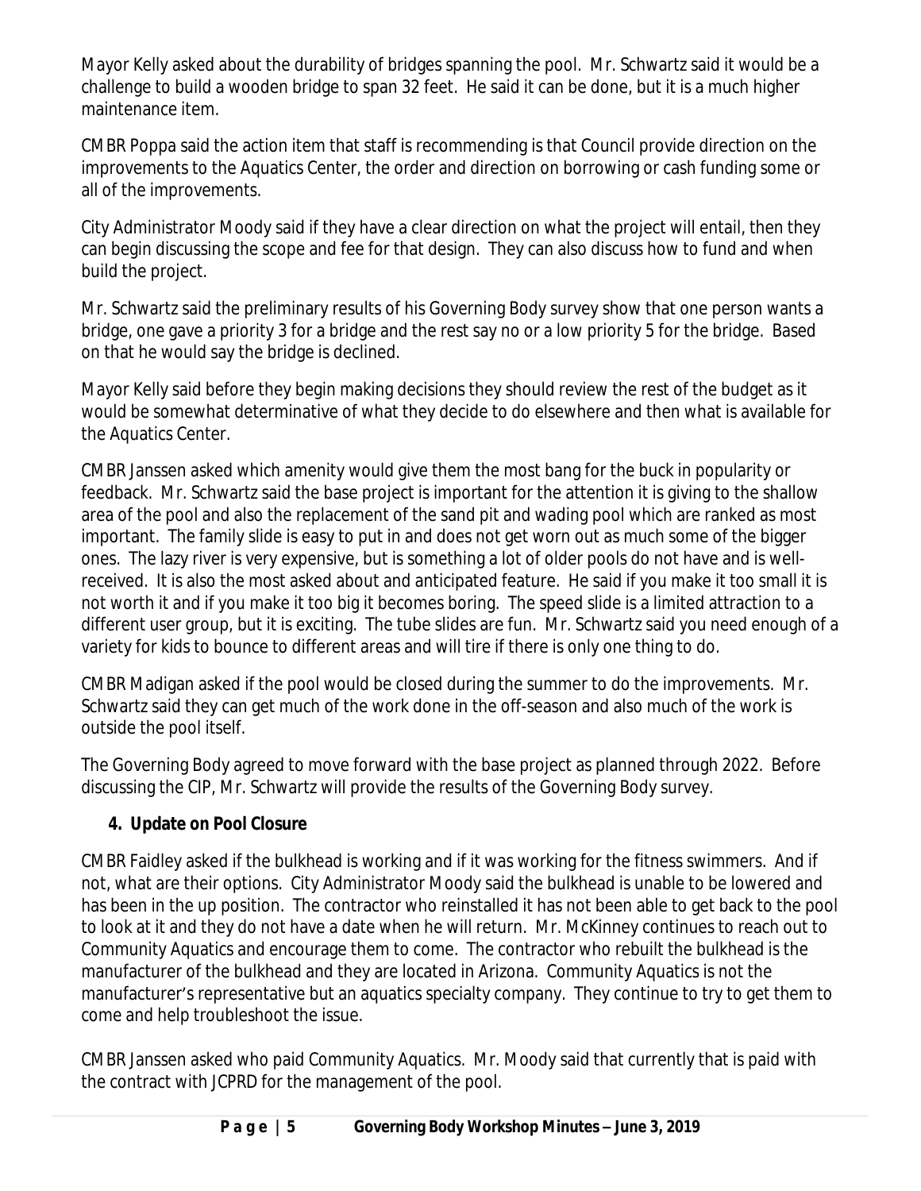Mayor Kelly asked about the durability of bridges spanning the pool. Mr. Schwartz said it would be a challenge to build a wooden bridge to span 32 feet. He said it can be done, but it is a much higher maintenance item.

CMBR Poppa said the action item that staff is recommending is that Council provide direction on the improvements to the Aquatics Center, the order and direction on borrowing or cash funding some or all of the improvements.

City Administrator Moody said if they have a clear direction on what the project will entail, then they can begin discussing the scope and fee for that design. They can also discuss how to fund and when build the project.

Mr. Schwartz said the preliminary results of his Governing Body survey show that one person wants a bridge, one gave a priority 3 for a bridge and the rest say no or a low priority 5 for the bridge. Based on that he would say the bridge is declined.

Mayor Kelly said before they begin making decisions they should review the rest of the budget as it would be somewhat determinative of what they decide to do elsewhere and then what is available for the Aquatics Center.

CMBR Janssen asked which amenity would give them the most bang for the buck in popularity or feedback. Mr. Schwartz said the base project is important for the attention it is giving to the shallow area of the pool and also the replacement of the sand pit and wading pool which are ranked as most important. The family slide is easy to put in and does not get worn out as much some of the bigger ones. The lazy river is very expensive, but is something a lot of older pools do not have and is well-received. It is also the most asked about and anticipated feature. He said if you make it too small it is not worth it and if you make it too big it becomes boring. The speed slide is a limited attraction to a different user group, but it is exciting. The tube slides are fun. Mr. Schwartz said you need enough of a variety for kids to bounce to different areas and will tire if there is only one thing to do.

CMBR Madigan asked if the pool would be closed during the summer to do the improvements. Mr. Schwartz said they can get much of the work done in the off-season and also much of the work is outside the pool itself.

The Governing Body agreed to move forward with the base project as planned through 2022. Before discussing the CIP, Mr. Schwartz will provide the results of the Governing Body survey.

**4. Update on Pool Closure**

CMBR Faidley asked if the bulkhead is working and if it was working for the fitness swimmers. And if not, what are their options. City Administrator Moody said the bulkhead is unable to be lowered and has been in the up position. The contractor who reinstalled it has not been able to get back to the pool to look at it and they do not have a date when he will return. Mr. McKinney continues to reach out to Community Aquatics and encourage them to come. The contractor who rebuilt the bulkhead is the manufacturer of the bulkhead and they are located in Arizona. Community Aquatics is not the manufacturer's representative but an aquatics specialty company. They continue to try to get them to come and help troubleshoot the issue.

CMBR Janssen asked who paid Community Aquatics. Mr. Moody said that currently that is paid with the contract with JCPRD for the management of the pool.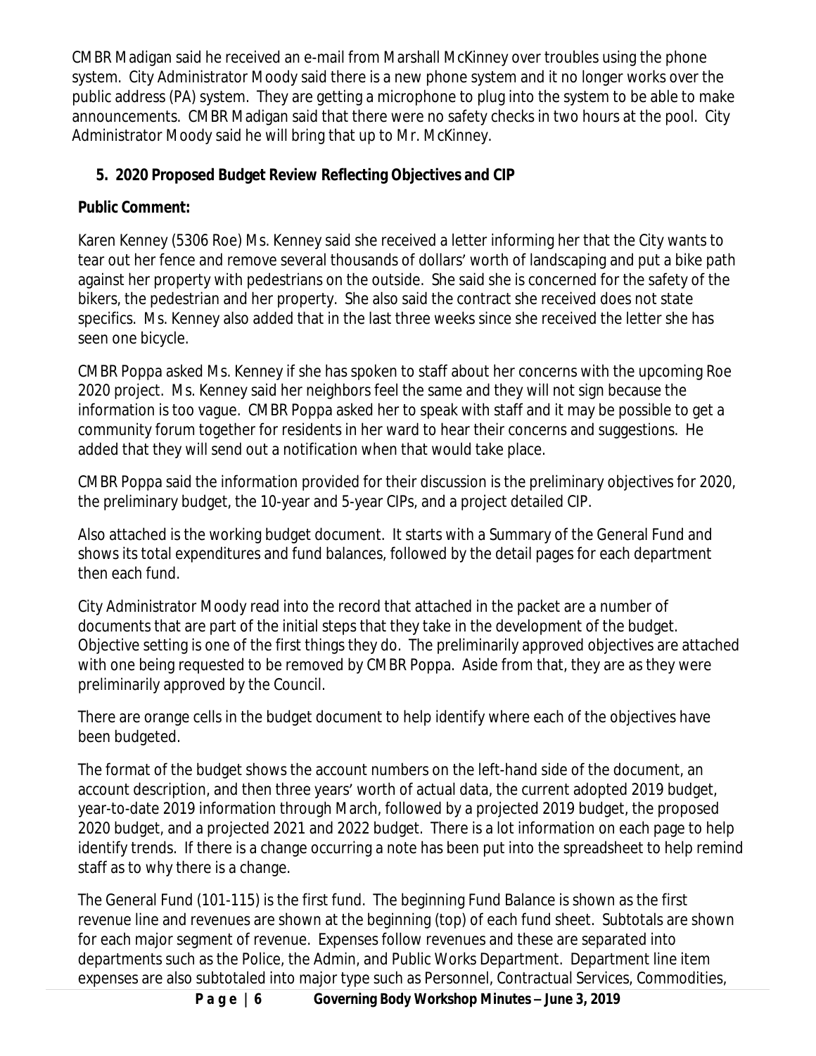CMBR Madigan said he received an e-mail from Marshall McKinney over troubles using the phone system. City Administrator Moody said there is a new phone system and it no longer works over the public address (PA) system. They are getting a microphone to plug into the system to be able to make announcements. CMBR Madigan said that there were no safety checks in two hours at the pool. City Administrator Moody said he will bring that up to Mr. McKinney.

**5. 2020 Proposed Budget Review Reflecting Objectives and CIP**

**Public Comment:**

Karen Kenney (5306 Roe) Ms. Kenney said she received a letter informing her that the City wants to tear out her fence and remove several thousands of dollars' worth of landscaping and put a bike path against her property with pedestrians on the outside. She said she is concerned for the safety of the bikers, the pedestrian and her property. She also said the contract she received does not state specifics. Ms. Kenney also added that in the last three weeks since she received the letter she has seen one bicycle.

CMBR Poppa asked Ms. Kenney if she has spoken to staff about her concerns with the upcoming Roe 2020 project. Ms. Kenney said her neighbors feel the same and they will not sign because the information is too vague. CMBR Poppa asked her to speak with staff and it may be possible to get a community forum together for residents in her ward to hear their concerns and suggestions. He added that they will send out a notification when that would take place.

CMBR Poppa said the information provided for their discussion is the preliminary objectives for 2020, the preliminary budget, the 10-year and 5-year CIPs, and a project detailed CIP.

Also attached is the working budget document. It starts with a Summary of the General Fund and shows its total expenditures and fund balances, followed by the detail pages for each department then each fund.

City Administrator Moody read into the record that attached in the packet are a number of documents that are part of the initial steps that they take in the development of the budget. Objective setting is one of the first things they do. The preliminarily approved objectives are attached with one being requested to be removed by CMBR Poppa. Aside from that, they are as they were preliminarily approved by the Council.

There are orange cells in the budget document to help identify where each of the objectives have been budgeted.

The format of the budget shows the account numbers on the left-hand side of the document, an account description, and then three years' worth of actual data, the current adopted 2019 budget, year-to-date 2019 information through March, followed by a projected 2019 budget, the proposed 2020 budget, and a projected 2021 and 2022 budget. There is a lot information on each page to help identify trends. If there is a change occurring a note has been put into the spreadsheet to help remind staff as to why there is a change.

The General Fund (101-115) is the first fund. The beginning Fund Balance is shown as the first revenue line and revenues are shown at the beginning (top) of each fund sheet. Subtotals are shown for each major segment of revenue. Expenses follow revenues and these are separated into departments such as the Police, the Admin, and Public Works Department. Department line item expenses are also subtotaled into major type such as Personnel, Contractual Services, Commodities,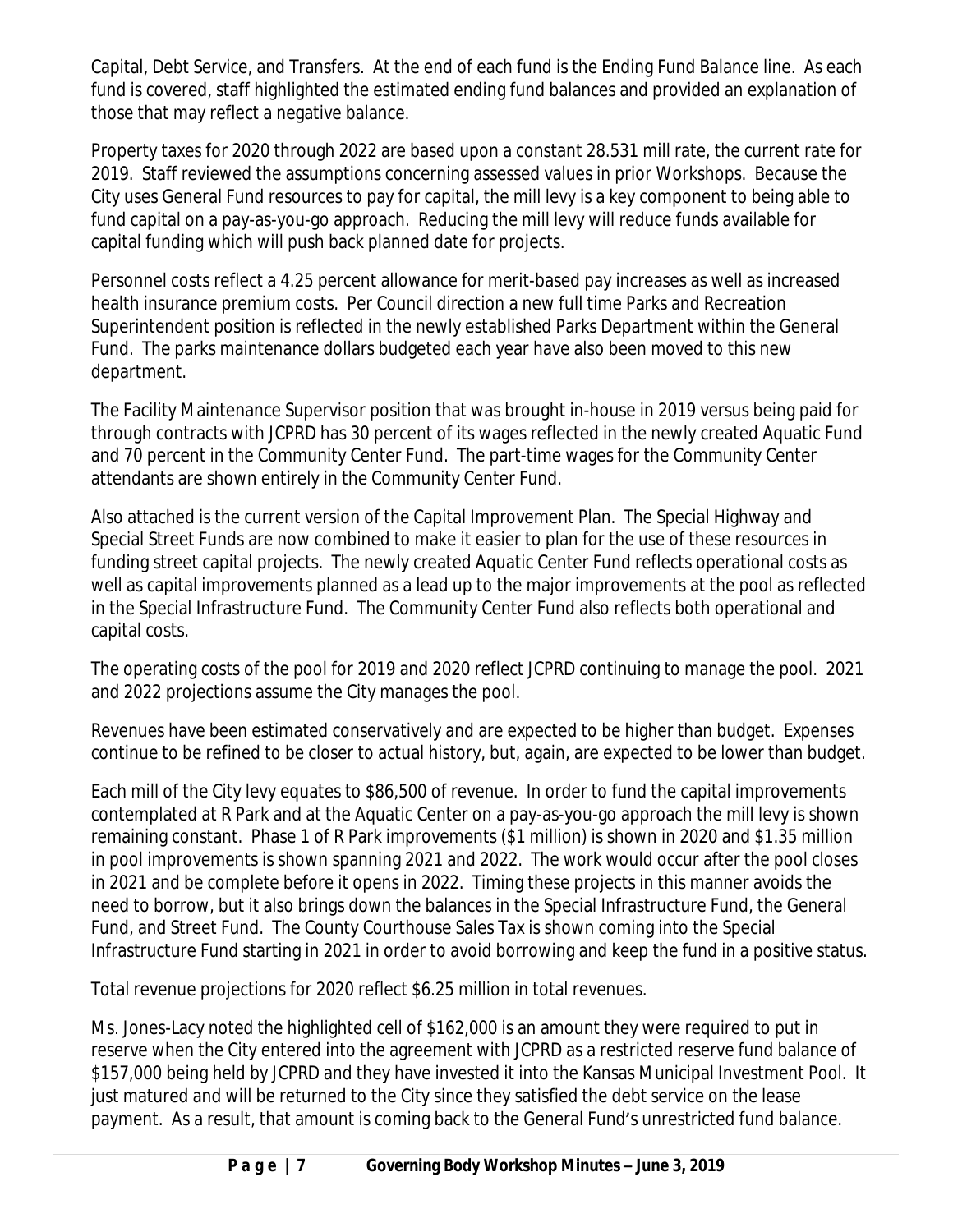Capital, Debt Service, and Transfers. At the end of each fund is the Ending Fund Balance line. As each fund is covered, staff highlighted the estimated ending fund balances and provided an explanation of those that may reflect a negative balance.

Property taxes for 2020 through 2022 are based upon a constant 28.531 mill rate, the current rate for 2019. Staff reviewed the assumptions concerning assessed values in prior Workshops. Because the City uses General Fund resources to pay for capital, the mill levy is a key component to being able to fund capital on a pay-as-you-go approach. Reducing the mill levy will reduce funds available for capital funding which will push back planned date for projects.

Personnel costs reflect a 4.25 percent allowance for merit-based pay increases as well as increased health insurance premium costs. Per Council direction a new full time Parks and Recreation Superintendent position is reflected in the newly established Parks Department within the General Fund. The parks maintenance dollars budgeted each year have also been moved to this new department.

The Facility Maintenance Supervisor position that was brought in-house in 2019 versus being paid for through contracts with JCPRD has 30 percent of its wages reflected in the newly created Aquatic Fund and 70 percent in the Community Center Fund. The part-time wages for the Community Center attendants are shown entirely in the Community Center Fund.

Also attached is the current version of the Capital Improvement Plan. The Special Highway and Special Street Funds are now combined to make it easier to plan for the use of these resources in funding street capital projects. The newly created Aquatic Center Fund reflects operational costs as well as capital improvements planned as a lead up to the major improvements at the pool as reflected in the Special Infrastructure Fund. The Community Center Fund also reflects both operational and capital costs.

The operating costs of the pool for 2019 and 2020 reflect JCPRD continuing to manage the pool. 2021 and 2022 projections assume the City manages the pool.

Revenues have been estimated conservatively and are expected to be higher than budget. Expenses continue to be refined to be closer to actual history, but, again, are expected to be lower than budget.

Each mill of the City levy equates to $86,500 of revenue. In order to fund the capital improvements contemplated at R Park and at the Aquatic Center on a pay-as-you-go approach the mill levy is shown remaining constant. Phase 1 of R Park improvements ($1 million) is shown in 2020 and $1.35 million in pool improvements is shown spanning 2021 and 2022. The work would occur after the pool closes in 2021 and be complete before it opens in 2022. Timing these projects in this manner avoids the need to borrow, but it also brings down the balances in the Special Infrastructure Fund, the General Fund, and Street Fund. The County Courthouse Sales Tax is shown coming into the Special Infrastructure Fund starting in 2021 in order to avoid borrowing and keep the fund in a positive status.

Total revenue projections for 2020 reflect $6.25 million in total revenues.

Ms. Jones-Lacy noted the highlighted cell of $162,000 is an amount they were required to put in reserve when the City entered into the agreement with JCPRD as a restricted reserve fund balance of $157,000 being held by JCPRD and they have invested it into the Kansas Municipal Investment Pool. It just matured and will be returned to the City since they satisfied the debt service on the lease payment. As a result, that amount is coming back to the General Fund's unrestricted fund balance.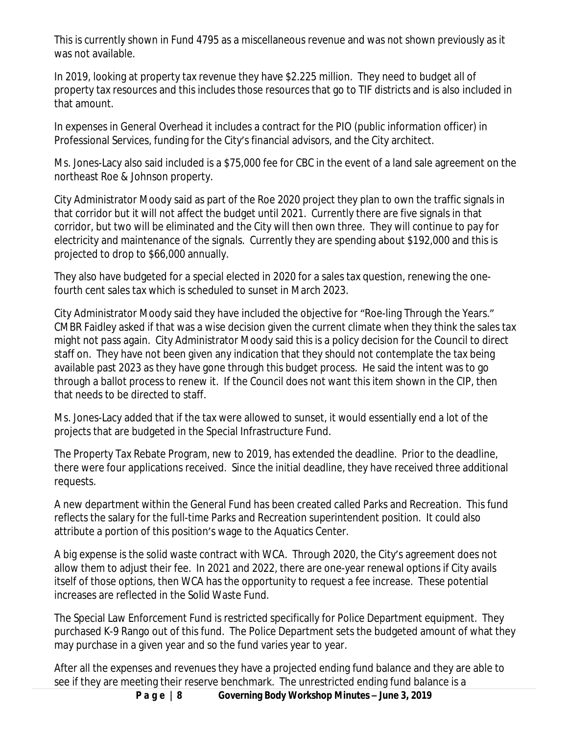This is currently shown in Fund 4795 as a miscellaneous revenue and was not shown previously as it was not available.

In 2019, looking at property tax revenue they have $2.225 million. They need to budget all of property tax resources and this includes those resources that go to TIF districts and is also included in that amount.

In expenses in General Overhead it includes a contract for the PIO (public information officer) in Professional Services, funding for the City's financial advisors, and the City architect.

Ms. Jones-Lacy also said included is a $75,000 fee for CBC in the event of a land sale agreement on the northeast Roe & Johnson property.

City Administrator Moody said as part of the Roe 2020 project they plan to own the traffic signals in that corridor but it will not affect the budget until 2021. Currently there are five signals in that corridor, but two will be eliminated and the City will then own three. They will continue to pay for electricity and maintenance of the signals. Currently they are spending about $192,000 and this is projected to drop to $66,000 annually.

They also have budgeted for a special elected in 2020 for a sales tax question, renewing the one-fourth cent sales tax which is scheduled to sunset in March 2023.

City Administrator Moody said they have included the objective for "Roe-ling Through the Years." CMBR Faidley asked if that was a wise decision given the current climate when they think the sales tax might not pass again. City Administrator Moody said this is a policy decision for the Council to direct staff on. They have not been given any indication that they should not contemplate the tax being available past 2023 as they have gone through this budget process. He said the intent was to go through a ballot process to renew it. If the Council does not want this item shown in the CIP, then that needs to be directed to staff.

Ms. Jones-Lacy added that if the tax were allowed to sunset, it would essentially end a lot of the projects that are budgeted in the Special Infrastructure Fund.

The Property Tax Rebate Program, new to 2019, has extended the deadline. Prior to the deadline, there were four applications received. Since the initial deadline, they have received three additional requests.

A new department within the General Fund has been created called Parks and Recreation. This fund reflects the salary for the full-time Parks and Recreation superintendent position. It could also attribute a portion of this position's wage to the Aquatics Center.

A big expense is the solid waste contract with WCA. Through 2020, the City's agreement does not allow them to adjust their fee. In 2021 and 2022, there are one-year renewal options if City avails itself of those options, then WCA has the opportunity to request a fee increase. These potential increases are reflected in the Solid Waste Fund.

The Special Law Enforcement Fund is restricted specifically for Police Department equipment. They purchased K-9 Rango out of this fund. The Police Department sets the budgeted amount of what they may purchase in a given year and so the fund varies year to year.

After all the expenses and revenues they have a projected ending fund balance and they are able to see if they are meeting their reserve benchmark. The unrestricted ending fund balance is a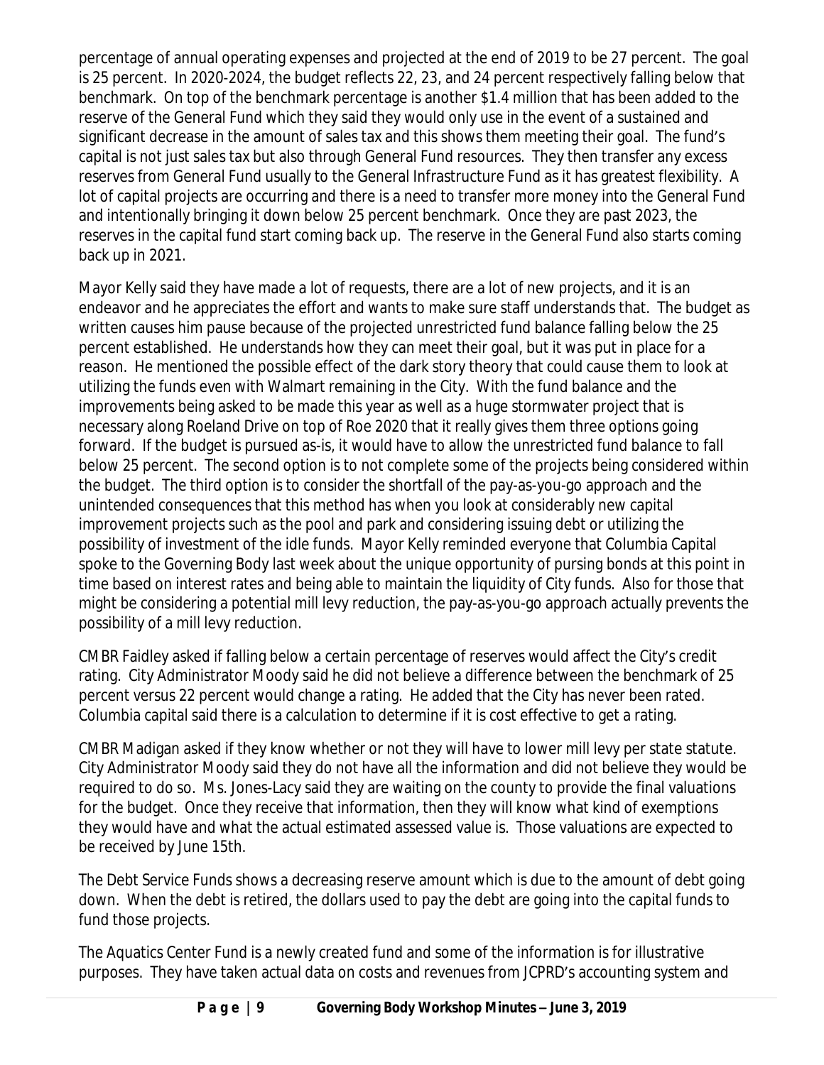percentage of annual operating expenses and projected at the end of 2019 to be 27 percent. The goal is 25 percent. In 2020-2024, the budget reflects 22, 23, and 24 percent respectively falling below that benchmark. On top of the benchmark percentage is another $1.4 million that has been added to the reserve of the General Fund which they said they would only use in the event of a sustained and significant decrease in the amount of sales tax and this shows them meeting their goal. The fund's capital is not just sales tax but also through General Fund resources. They then transfer any excess reserves from General Fund usually to the General Infrastructure Fund as it has greatest flexibility. A lot of capital projects are occurring and there is a need to transfer more money into the General Fund and intentionally bringing it down below 25 percent benchmark. Once they are past 2023, the reserves in the capital fund start coming back up. The reserve in the General Fund also starts coming back up in 2021.

Mayor Kelly said they have made a lot of requests, there are a lot of new projects, and it is an endeavor and he appreciates the effort and wants to make sure staff understands that. The budget as written causes him pause because of the projected unrestricted fund balance falling below the 25 percent established. He understands how they can meet their goal, but it was put in place for a reason. He mentioned the possible effect of the dark story theory that could cause them to look at utilizing the funds even with Walmart remaining in the City. With the fund balance and the improvements being asked to be made this year as well as a huge stormwater project that is necessary along Roeland Drive on top of Roe 2020 that it really gives them three options going forward. If the budget is pursued as-is, it would have to allow the unrestricted fund balance to fall below 25 percent. The second option is to not complete some of the projects being considered within the budget. The third option is to consider the shortfall of the pay-as-you-go approach and the unintended consequences that this method has when you look at considerably new capital improvement projects such as the pool and park and considering issuing debt or utilizing the possibility of investment of the idle funds. Mayor Kelly reminded everyone that Columbia Capital spoke to the Governing Body last week about the unique opportunity of pursing bonds at this point in time based on interest rates and being able to maintain the liquidity of City funds. Also for those that might be considering a potential mill levy reduction, the pay-as-you-go approach actually prevents the possibility of a mill levy reduction.

CMBR Faidley asked if falling below a certain percentage of reserves would affect the City's credit rating. City Administrator Moody said he did not believe a difference between the benchmark of 25 percent versus 22 percent would change a rating. He added that the City has never been rated. Columbia capital said there is a calculation to determine if it is cost effective to get a rating.

CMBR Madigan asked if they know whether or not they will have to lower mill levy per state statute. City Administrator Moody said they do not have all the information and did not believe they would be required to do so. Ms. Jones-Lacy said they are waiting on the county to provide the final valuations for the budget. Once they receive that information, then they will know what kind of exemptions they would have and what the actual estimated assessed value is. Those valuations are expected to be received by June 15th.

The Debt Service Funds shows a decreasing reserve amount which is due to the amount of debt going down. When the debt is retired, the dollars used to pay the debt are going into the capital funds to fund those projects.

The Aquatics Center Fund is a newly created fund and some of the information is for illustrative purposes. They have taken actual data on costs and revenues from JCPRD's accounting system and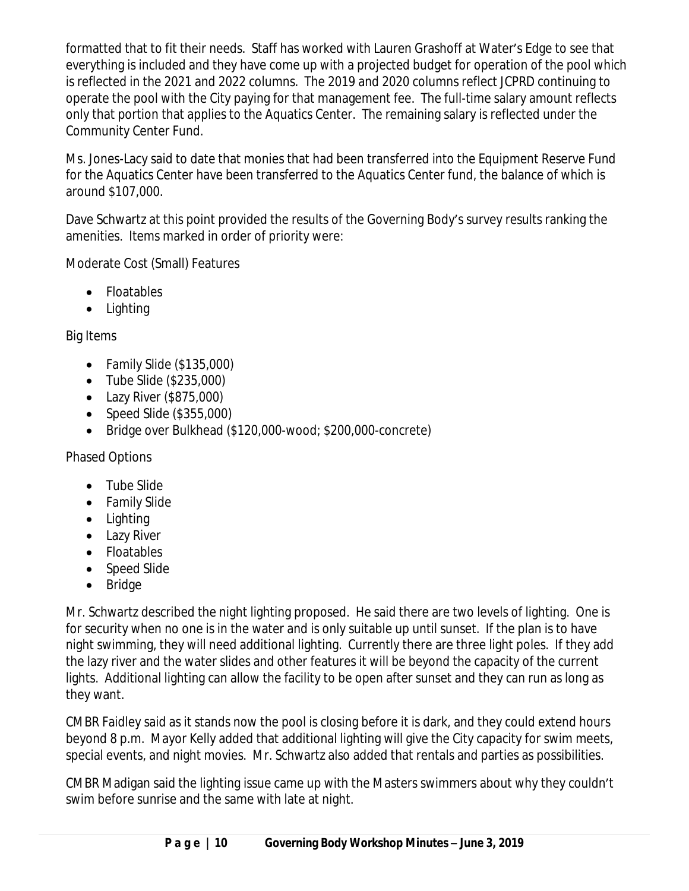formatted that to fit their needs. Staff has worked with Lauren Grashoff at Water's Edge to see that everything is included and they have come up with a projected budget for operation of the pool which is reflected in the 2021 and 2022 columns. The 2019 and 2020 columns reflect JCPRD continuing to operate the pool with the City paying for that management fee. The full-time salary amount reflects only that portion that applies to the Aquatics Center. The remaining salary is reflected under the Community Center Fund.

Ms. Jones-Lacy said to date that monies that had been transferred into the Equipment Reserve Fund for the Aquatics Center have been transferred to the Aquatics Center fund, the balance of which is around $107,000.

Dave Schwartz at this point provided the results of the Governing Body's survey results ranking the amenities. Items marked in order of priority were:

Moderate Cost (Small) Features

- Floatables
- Lighting

Big Items

- Family Slide ($135,000)
- Tube Slide ($235,000)
- Lazy River ($875,000)
- Speed Slide ($355,000)
- Bridge over Bulkhead ($120,000-wood; $200,000-concrete)

Phased Options

- Tube Slide
- Family Slide
- Lighting
- Lazy River
- Floatables
- Speed Slide
- Bridge

Mr. Schwartz described the night lighting proposed. He said there are two levels of lighting. One is for security when no one is in the water and is only suitable up until sunset. If the plan is to have night swimming, they will need additional lighting. Currently there are three light poles. If they add the lazy river and the water slides and other features it will be beyond the capacity of the current lights. Additional lighting can allow the facility to be open after sunset and they can run as long as they want.

CMBR Faidley said as it stands now the pool is closing before it is dark, and they could extend hours beyond 8 p.m. Mayor Kelly added that additional lighting will give the City capacity for swim meets, special events, and night movies. Mr. Schwartz also added that rentals and parties as possibilities.

CMBR Madigan said the lighting issue came up with the Masters swimmers about why they couldn't swim before sunrise and the same with late at night.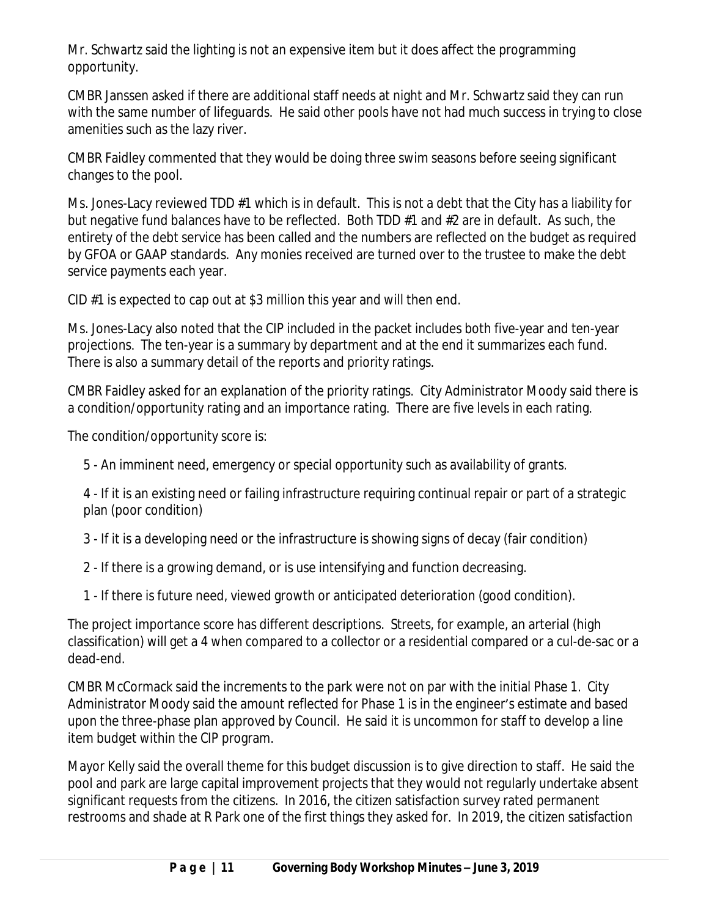Mr. Schwartz said the lighting is not an expensive item but it does affect the programming opportunity.

CMBR Janssen asked if there are additional staff needs at night and Mr. Schwartz said they can run with the same number of lifeguards. He said other pools have not had much success in trying to close amenities such as the lazy river.

CMBR Faidley commented that they would be doing three swim seasons before seeing significant changes to the pool.

Ms. Jones-Lacy reviewed TDD #1 which is in default. This is not a debt that the City has a liability for but negative fund balances have to be reflected. Both TDD #1 and #2 are in default. As such, the entirety of the debt service has been called and the numbers are reflected on the budget as required by GFOA or GAAP standards. Any monies received are turned over to the trustee to make the debt service payments each year.

CID #1 is expected to cap out at $3 million this year and will then end.

Ms. Jones-Lacy also noted that the CIP included in the packet includes both five-year and ten-year projections. The ten-year is a summary by department and at the end it summarizes each fund. There is also a summary detail of the reports and priority ratings.

CMBR Faidley asked for an explanation of the priority ratings. City Administrator Moody said there is a condition/opportunity rating and an importance rating. There are five levels in each rating.

The condition/opportunity score is:

5 - An imminent need, emergency or special opportunity such as availability of grants.

4 - If it is an existing need or failing infrastructure requiring continual repair or part of a strategic plan (poor condition)

3 - If it is a developing need or the infrastructure is showing signs of decay (fair condition)

2 - If there is a growing demand, or is use intensifying and function decreasing.

1 - If there is future need, viewed growth or anticipated deterioration (good condition).

The project importance score has different descriptions. Streets, for example, an arterial (high classification) will get a 4 when compared to a collector or a residential compared or a cul-de-sac or a dead-end.

CMBR McCormack said the increments to the park were not on par with the initial Phase 1. City Administrator Moody said the amount reflected for Phase 1 is in the engineer's estimate and based upon the three-phase plan approved by Council. He said it is uncommon for staff to develop a line item budget within the CIP program.

Mayor Kelly said the overall theme for this budget discussion is to give direction to staff. He said the pool and park are large capital improvement projects that they would not regularly undertake absent significant requests from the citizens. In 2016, the citizen satisfaction survey rated permanent restrooms and shade at R Park one of the first things they asked for. In 2019, the citizen satisfaction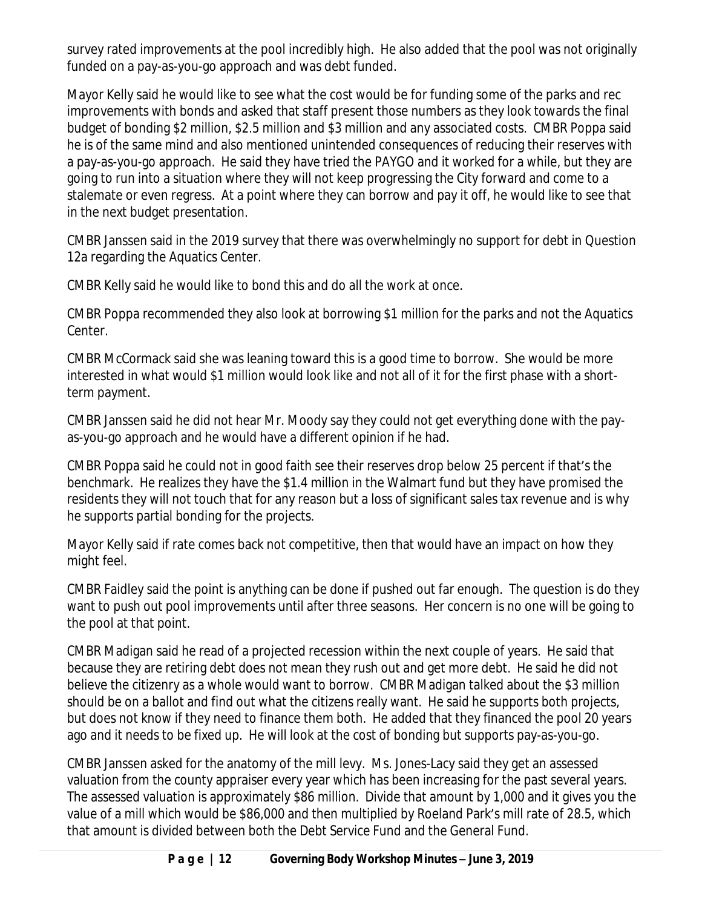survey rated improvements at the pool incredibly high. He also added that the pool was not originally funded on a pay-as-you-go approach and was debt funded.

Mayor Kelly said he would like to see what the cost would be for funding some of the parks and rec improvements with bonds and asked that staff present those numbers as they look towards the final budget of bonding $2 million, $2.5 million and $3 million and any associated costs. CMBR Poppa said he is of the same mind and also mentioned unintended consequences of reducing their reserves with a pay-as-you-go approach. He said they have tried the PAYGO and it worked for a while, but they are going to run into a situation where they will not keep progressing the City forward and come to a stalemate or even regress. At a point where they can borrow and pay it off, he would like to see that in the next budget presentation.

CMBR Janssen said in the 2019 survey that there was overwhelmingly no support for debt in Question 12a regarding the Aquatics Center.

CMBR Kelly said he would like to bond this and do all the work at once.

CMBR Poppa recommended they also look at borrowing $1 million for the parks and not the Aquatics Center.

CMBR McCormack said she was leaning toward this is a good time to borrow. She would be more interested in what would $1 million would look like and not all of it for the first phase with a short-term payment.

CMBR Janssen said he did not hear Mr. Moody say they could not get everything done with the pay-as-you-go approach and he would have a different opinion if he had.

CMBR Poppa said he could not in good faith see their reserves drop below 25 percent if that's the benchmark. He realizes they have the $1.4 million in the Walmart fund but they have promised the residents they will not touch that for any reason but a loss of significant sales tax revenue and is why he supports partial bonding for the projects.

Mayor Kelly said if rate comes back not competitive, then that would have an impact on how they might feel.

CMBR Faidley said the point is anything can be done if pushed out far enough. The question is do they want to push out pool improvements until after three seasons. Her concern is no one will be going to the pool at that point.

CMBR Madigan said he read of a projected recession within the next couple of years. He said that because they are retiring debt does not mean they rush out and get more debt. He said he did not believe the citizenry as a whole would want to borrow. CMBR Madigan talked about the $3 million should be on a ballot and find out what the citizens really want. He said he supports both projects, but does not know if they need to finance them both. He added that they financed the pool 20 years ago and it needs to be fixed up. He will look at the cost of bonding but supports pay-as-you-go.

CMBR Janssen asked for the anatomy of the mill levy. Ms. Jones-Lacy said they get an assessed valuation from the county appraiser every year which has been increasing for the past several years. The assessed valuation is approximately $86 million. Divide that amount by 1,000 and it gives you the value of a mill which would be $86,000 and then multiplied by Roeland Park's mill rate of 28.5, which that amount is divided between both the Debt Service Fund and the General Fund.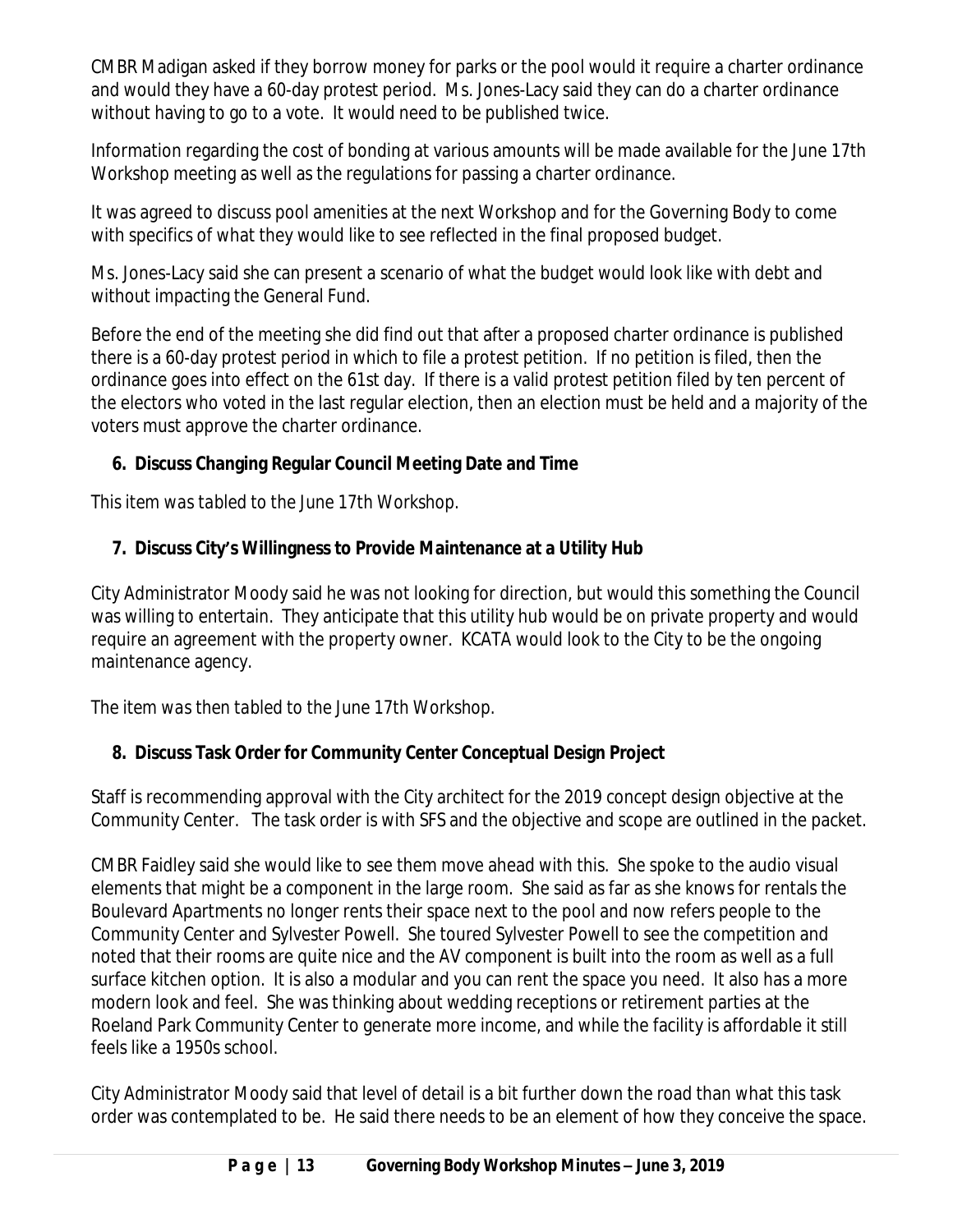CMBR Madigan asked if they borrow money for parks or the pool would it require a charter ordinance and would they have a 60-day protest period. Ms. Jones-Lacy said they can do a charter ordinance without having to go to a vote. It would need to be published twice.

Information regarding the cost of bonding at various amounts will be made available for the June 17th Workshop meeting as well as the regulations for passing a charter ordinance.

It was agreed to discuss pool amenities at the next Workshop and for the Governing Body to come with specifics of what they would like to see reflected in the final proposed budget.

Ms. Jones-Lacy said she can present a scenario of what the budget would look like with debt and without impacting the General Fund.

Before the end of the meeting she did find out that after a proposed charter ordinance is published there is a 60-day protest period in which to file a protest petition. If no petition is filed, then the ordinance goes into effect on the 61st day. If there is a valid protest petition filed by ten percent of the electors who voted in the last regular election, then an election must be held and a majority of the voters must approve the charter ordinance.

**6. Discuss Changing Regular Council Meeting Date and Time**

*This item was tabled to the June 17th Workshop.*

**7. Discuss City's Willingness to Provide Maintenance at a Utility Hub**

City Administrator Moody said he was not looking for direction, but would this something the Council was willing to entertain. They anticipate that this utility hub would be on private property and would require an agreement with the property owner. KCATA would look to the City to be the ongoing maintenance agency.

*The item was then tabled to the June 17th Workshop.*

**8. Discuss Task Order for Community Center Conceptual Design Project**

Staff is recommending approval with the City architect for the 2019 concept design objective at the Community Center. The task order is with SFS and the objective and scope are outlined in the packet.

CMBR Faidley said she would like to see them move ahead with this. She spoke to the audio visual elements that might be a component in the large room. She said as far as she knows for rentals the Boulevard Apartments no longer rents their space next to the pool and now refers people to the Community Center and Sylvester Powell. She toured Sylvester Powell to see the competition and noted that their rooms are quite nice and the AV component is built into the room as well as a full surface kitchen option. It is also a modular and you can rent the space you need. It also has a more modern look and feel. She was thinking about wedding receptions or retirement parties at the Roeland Park Community Center to generate more income, and while the facility is affordable it still feels like a 1950s school.

City Administrator Moody said that level of detail is a bit further down the road than what this task order was contemplated to be. He said there needs to be an element of how they conceive the space.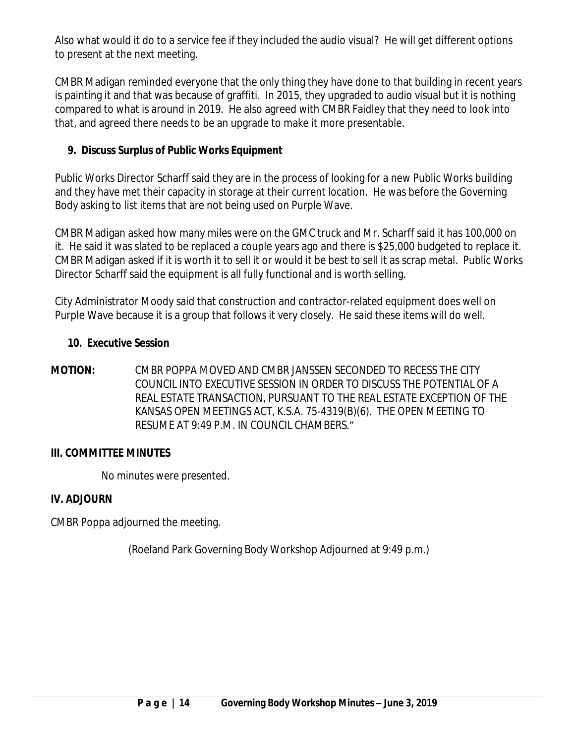Also what would it do to a service fee if they included the audio visual? He will get different options to present at the next meeting.

CMBR Madigan reminded everyone that the only thing they have done to that building in recent years is painting it and that was because of graffiti. In 2015, they upgraded to audio visual but it is nothing compared to what is around in 2019. He also agreed with CMBR Faidley that they need to look into that, and agreed there needs to be an upgrade to make it more presentable.

**9. Discuss Surplus of Public Works Equipment**

Public Works Director Scharff said they are in the process of looking for a new Public Works building and they have met their capacity in storage at their current location. He was before the Governing Body asking to list items that are not being used on Purple Wave.

CMBR Madigan asked how many miles were on the GMC truck and Mr. Scharff said it has 100,000 on it. He said it was slated to be replaced a couple years ago and there is $25,000 budgeted to replace it. CMBR Madigan asked if it is worth it to sell it or would it be best to sell it as scrap metal. Public Works Director Scharff said the equipment is all fully functional and is worth selling.

City Administrator Moody said that construction and contractor-related equipment does well on Purple Wave because it is a group that follows it very closely. He said these items will do well.

**10. Executive Session**

**MOTION:** CMBR POPPA MOVED AND CMBR JANSSEN SECONDED TO RECESS THE CITY COUNCIL INTO EXECUTIVE SESSION IN ORDER TO DISCUSS THE POTENTIAL OF A REAL ESTATE TRANSACTION, PURSUANT TO THE REAL ESTATE EXCEPTION OF THE KANSAS OPEN MEETINGS ACT, K.S.A. 75-4319(B)(6). THE OPEN MEETING TO RESUME AT 9:49 P.M. IN COUNCIL CHAMBERS."

**III. COMMITTEE MINUTES**

No minutes were presented.

**IV. ADJOURN**

CMBR Poppa adjourned the meeting.

(Roeland Park Governing Body Workshop Adjourned at 9:49 p.m.)